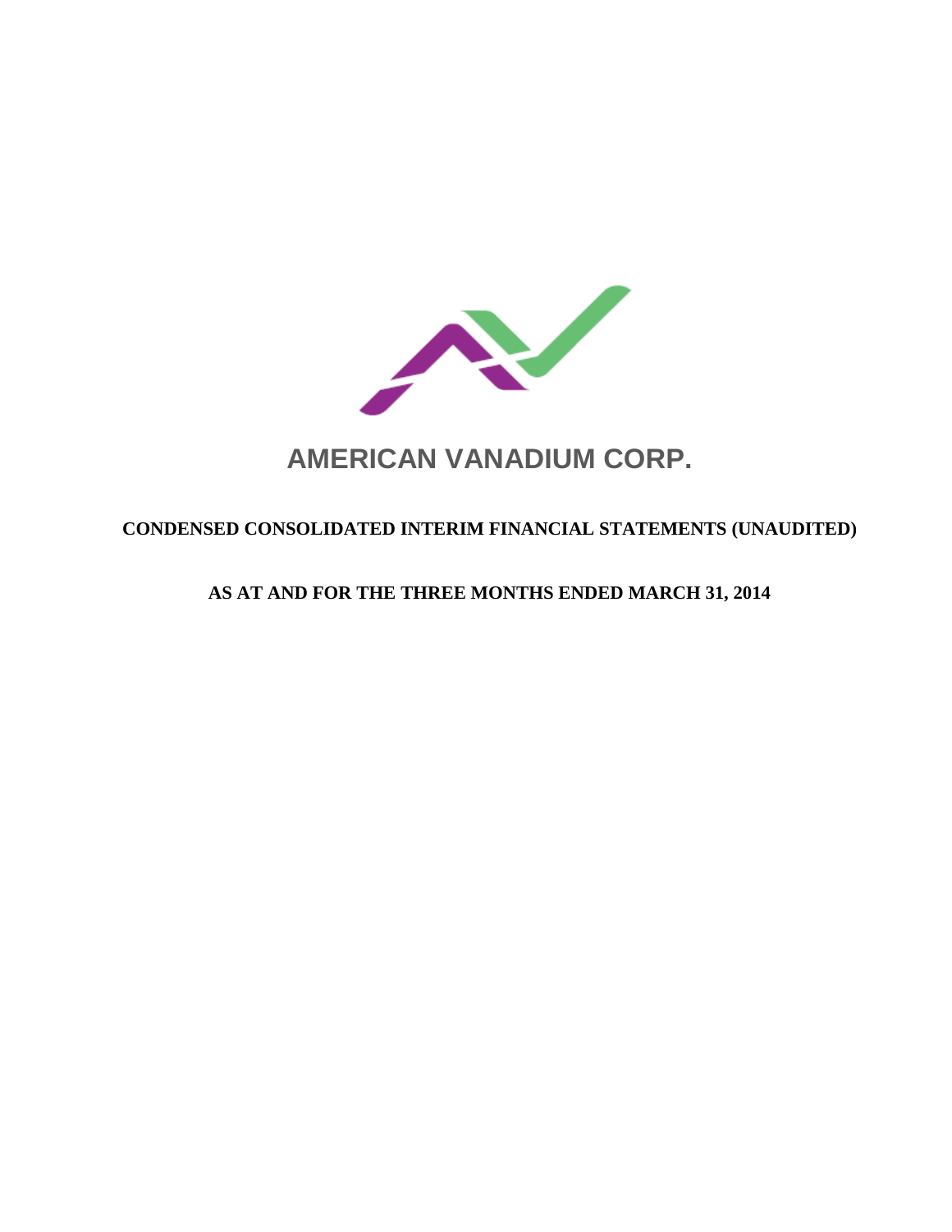# AMERICAN VANADIUM CORP.

## CONDENSED CONSOLIDATED INTERIM FINANCIAL STATEMENTS (UNAUDITED)

## AS AT AND FOR THE THREE MONTHS ENDED MARCH 31, 2014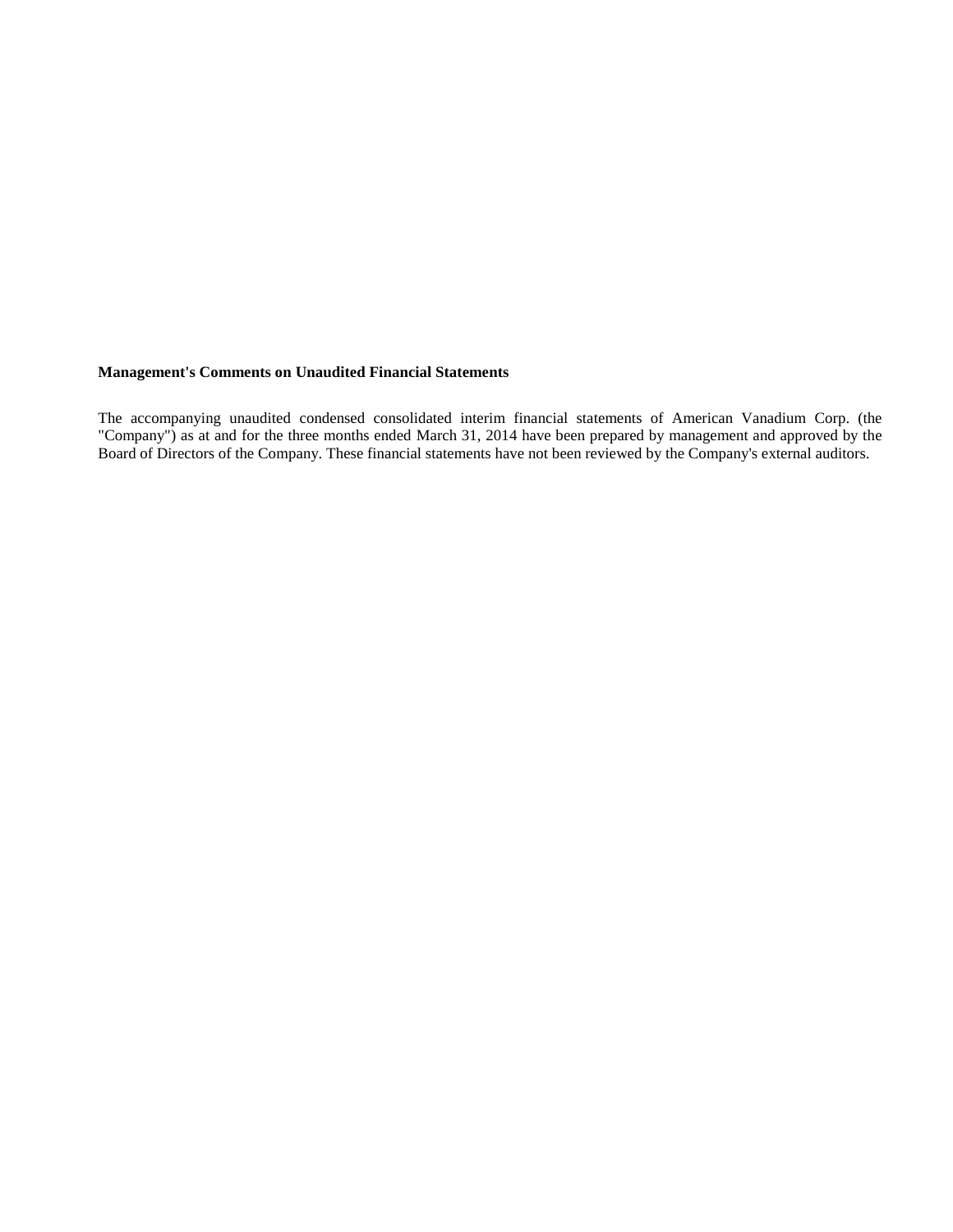**Management's Comments on Unaudited Financial Statements**

The accompanying unaudited condensed consolidated interim financial statements of American Vanadium Corp. (the "Company") as at and for the three months ended March 31, 2014 have been prepared by management and approved by the Board of Directors of the Company. These financial statements have not been reviewed by the Company's external auditors.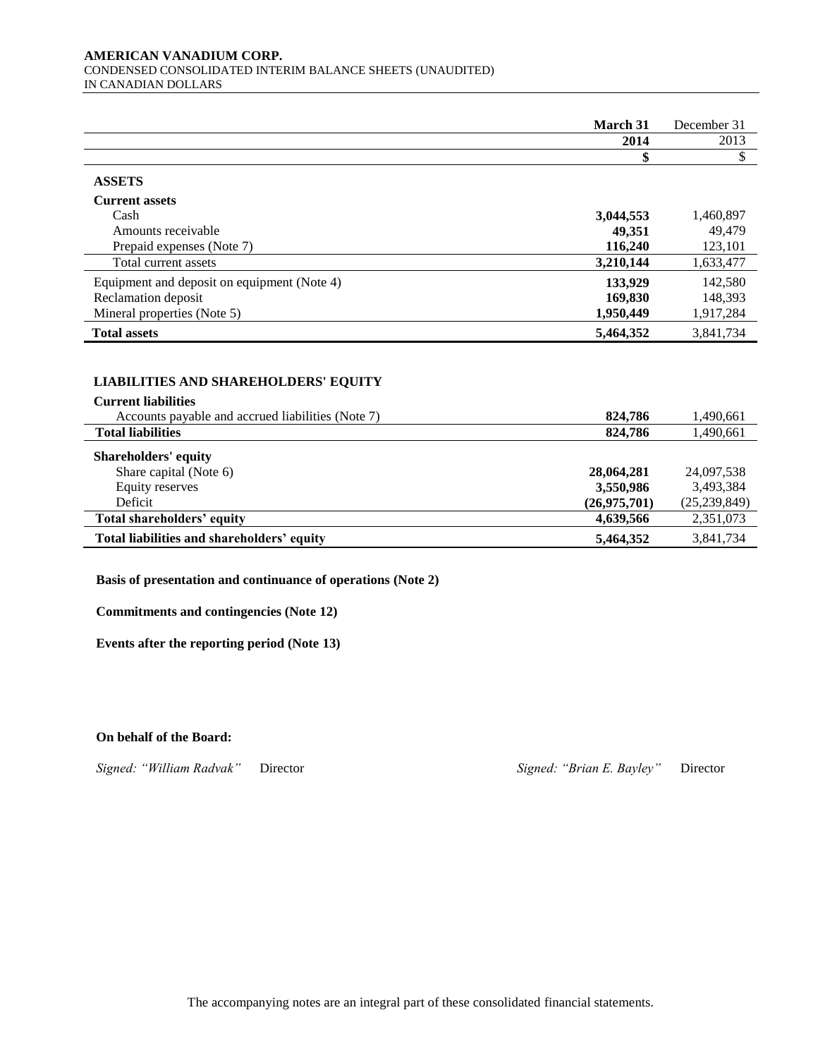**AMERICAN VANADIUM CORP.**
CONDENSED CONSOLIDATED INTERIM BALANCE SHEETS (UNAUDITED)
IN CANADIAN DOLLARS

| | **March 31** | December 31 |
|---|---|---|
| | **2014** | 2013 |
| | **\$** | \$ |
| **ASSETS** | | |
| **Current assets** | | |
| Cash | **3,044,553** | 1,460,897 |
| Amounts receivable | **49,351** | 49,479 |
| Prepaid expenses (Note 7) | **116,240** | 123,101 |
| Total current assets | **3,210,144** | 1,633,477 |
| Equipment and deposit on equipment (Note 4) | **133,929** | 142,580 |
| Reclamation deposit | **169,830** | 148,393 |
| Mineral properties (Note 5) | **1,950,449** | 1,917,284 |
| **Total assets** | **5,464,352** | 3,841,734 |

| | | |
|---|---|---|
| **LIABILITIES AND SHAREHOLDERS' EQUITY** | | |
| **Current liabilities** | | |
| Accounts payable and accrued liabilities (Note 7) | **824,786** | 1,490,661 |
| **Total liabilities** | **824,786** | 1,490,661 |
| **Shareholders' equity** | | |
| Share capital (Note 6) | **28,064,281** | 24,097,538 |
| Equity reserves | **3,550,986** | 3,493,384 |
| Deficit | **(26,975,701)** | (25,239,849) |
| **Total shareholders' equity** | **4,639,566** | 2,351,073 |
| **Total liabilities and shareholders' equity** | **5,464,352** | 3,841,734 |

**Basis of presentation and continuance of operations (Note 2)**

**Commitments and contingencies (Note 12)**

**Events after the reporting period (Note 13)**

**On behalf of the Board:**

*Signed: "William Radvak"* Director *Signed: "Brian E. Bayley"* Director

The accompanying notes are an integral part of these consolidated financial statements.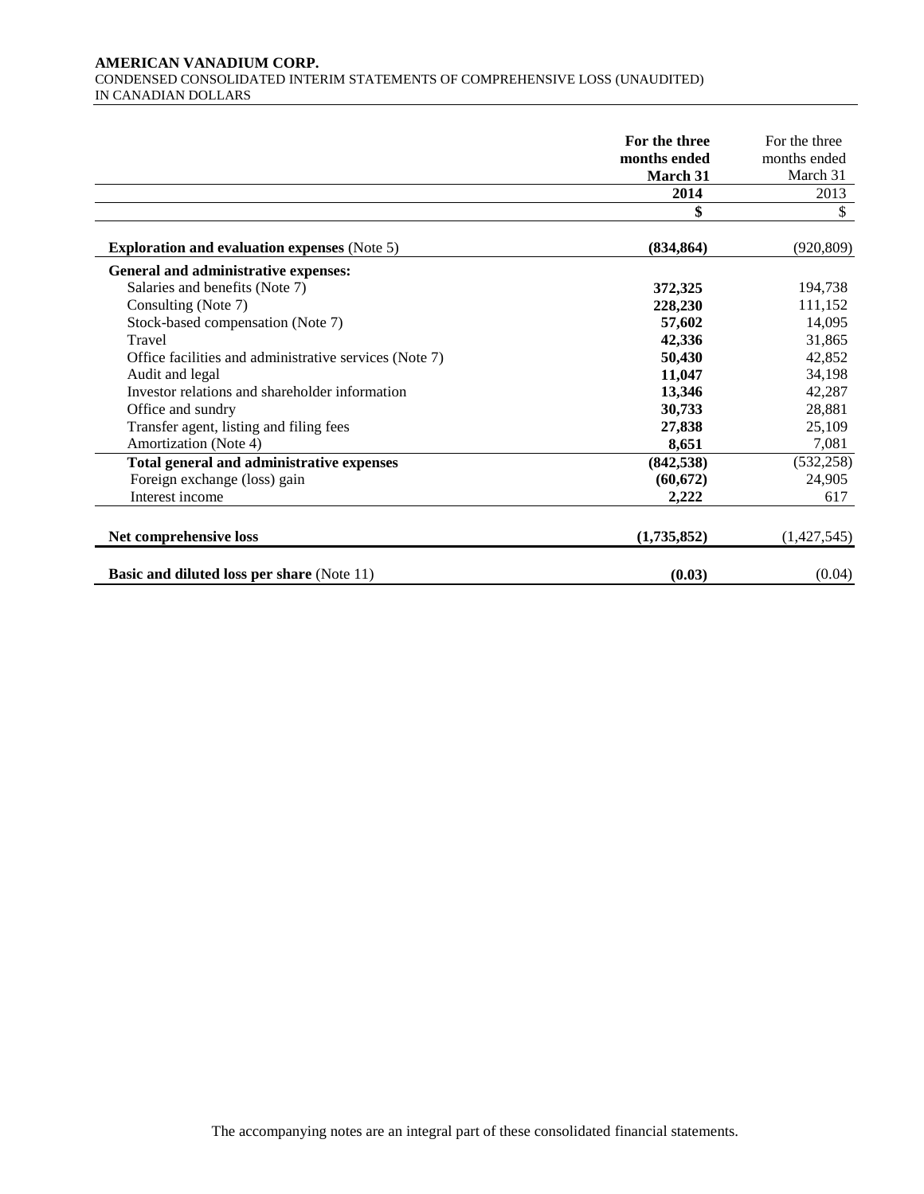**AMERICAN VANADIUM CORP.**
CONDENSED CONSOLIDATED INTERIM STATEMENTS OF COMPREHENSIVE LOSS (UNAUDITED)
IN CANADIAN DOLLARS

| | **For the three months ended March 31 2014** | For the three months ended March 31 2013 |
|---|---|---|
| | **$** | $ |
| **Exploration and evaluation expenses** (Note 5) | **(834,864)** | (920,809) |
| **General and administrative expenses:** | | |
| Salaries and benefits (Note 7) | **372,325** | 194,738 |
| Consulting (Note 7) | **228,230** | 111,152 |
| Stock-based compensation (Note 7) | **57,602** | 14,095 |
| Travel | **42,336** | 31,865 |
| Office facilities and administrative services (Note 7) | **50,430** | 42,852 |
| Audit and legal | **11,047** | 34,198 |
| Investor relations and shareholder information | **13,346** | 42,287 |
| Office and sundry | **30,733** | 28,881 |
| Transfer agent, listing and filing fees | **27,838** | 25,109 |
| Amortization (Note 4) | **8,651** | 7,081 |
| **Total general and administrative expenses** | **(842,538)** | (532,258) |
| Foreign exchange (loss) gain | **(60,672)** | 24,905 |
| Interest income | **2,222** | 617 |
| **Net comprehensive loss** | **(1,735,852)** | (1,427,545) |
| **Basic and diluted loss per share** (Note 11) | **(0.03)** | (0.04) |

The accompanying notes are an integral part of these consolidated financial statements.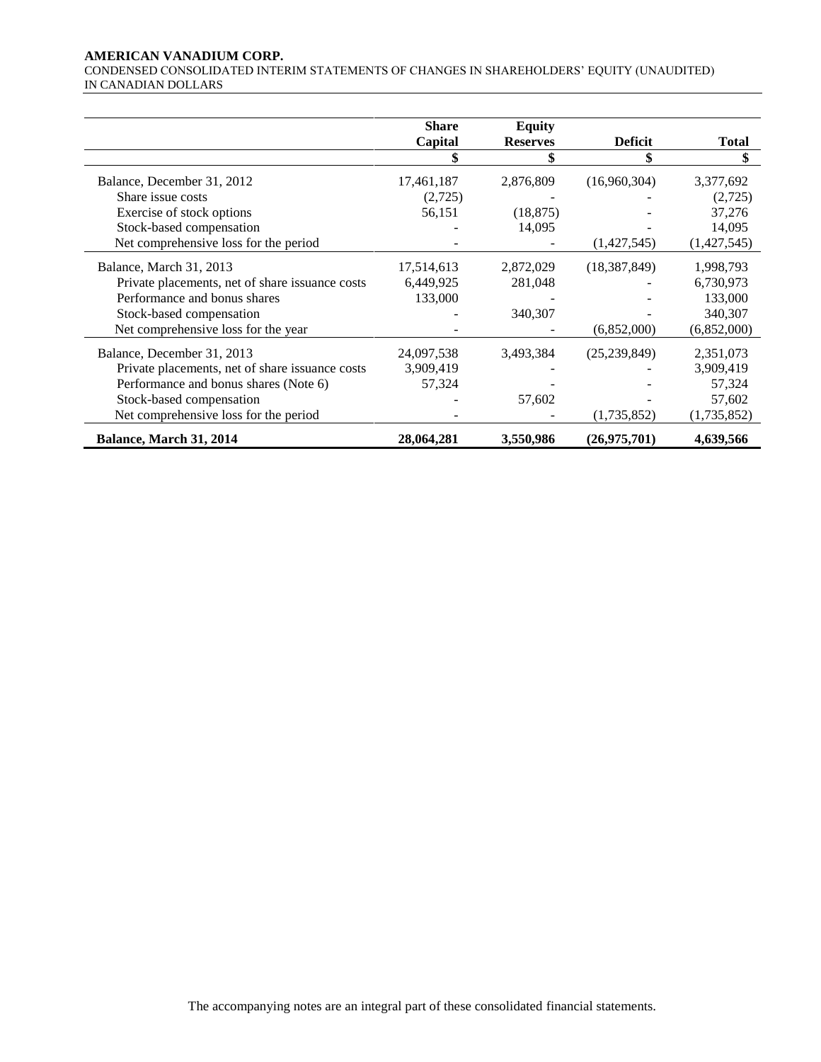**AMERICAN VANADIUM CORP.**
CONDENSED CONSOLIDATED INTERIM STATEMENTS OF CHANGES IN SHAREHOLDERS' EQUITY (UNAUDITED)
IN CANADIAN DOLLARS

| | Share Capital | Equity Reserves | Deficit | Total |
|---|---|---|---|---|
| | $ | $ | $ | $ |
| Balance, December 31, 2012 | 17,461,187 | 2,876,809 | (16,960,304) | 3,377,692 |
| Share issue costs | (2,725) | - | - | (2,725) |
| Exercise of stock options | 56,151 | (18,875) | - | 37,276 |
| Stock-based compensation | - | 14,095 | - | 14,095 |
| Net comprehensive loss for the period | - | - | (1,427,545) | (1,427,545) |
| Balance, March 31, 2013 | 17,514,613 | 2,872,029 | (18,387,849) | 1,998,793 |
| Private placements, net of share issuance costs | 6,449,925 | 281,048 | - | 6,730,973 |
| Performance and bonus shares | 133,000 | - | - | 133,000 |
| Stock-based compensation | - | 340,307 | - | 340,307 |
| Net comprehensive loss for the year | - | - | (6,852,000) | (6,852,000) |
| Balance, December 31, 2013 | 24,097,538 | 3,493,384 | (25,239,849) | 2,351,073 |
| Private placements, net of share issuance costs | 3,909,419 | - | - | 3,909,419 |
| Performance and bonus shares (Note 6) | 57,324 | - | - | 57,324 |
| Stock-based compensation | - | 57,602 | - | 57,602 |
| Net comprehensive loss for the period | - | - | (1,735,852) | (1,735,852) |
| **Balance, March 31, 2014** | **28,064,281** | **3,550,986** | **(26,975,701)** | **4,639,566** |

The accompanying notes are an integral part of these consolidated financial statements.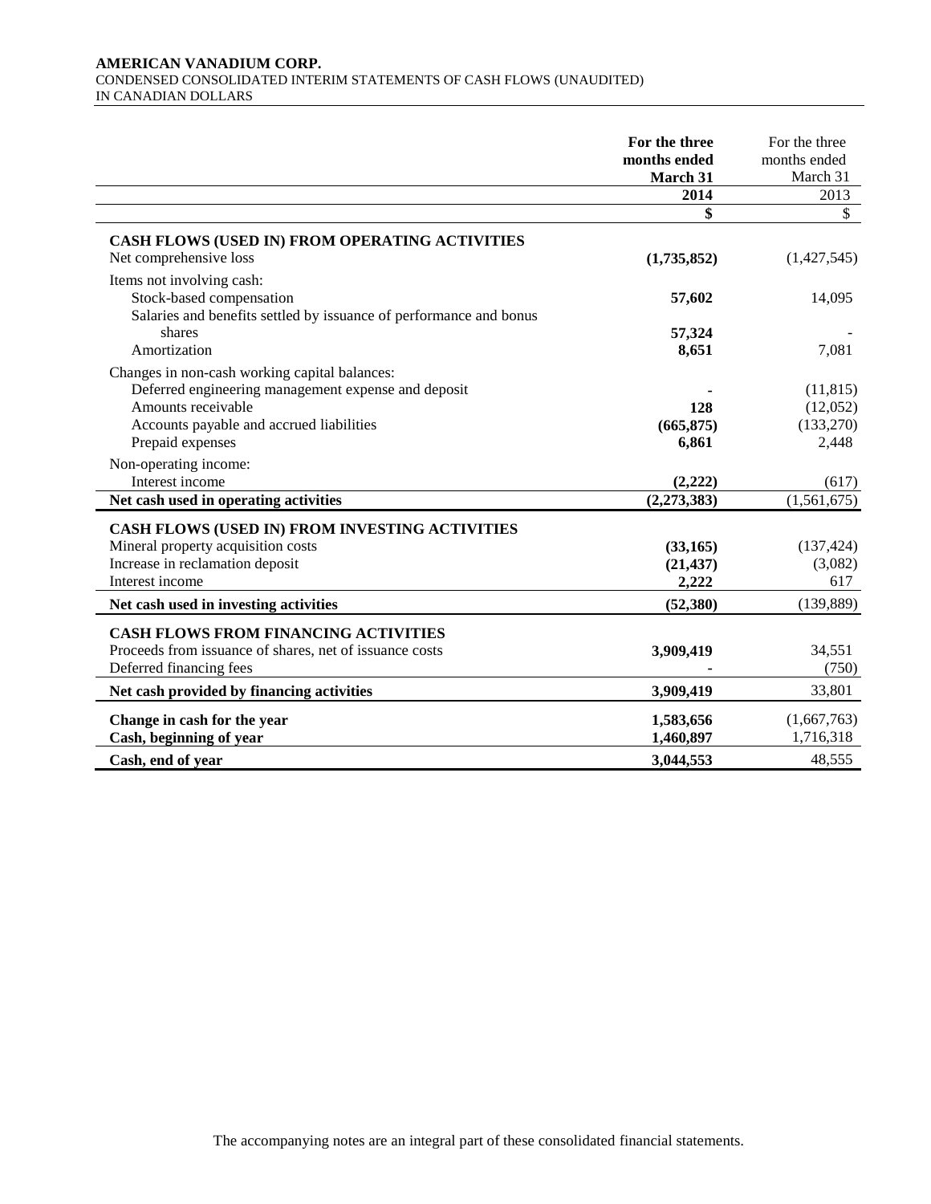**AMERICAN VANADIUM CORP.**
CONDENSED CONSOLIDATED INTERIM STATEMENTS OF CASH FLOWS (UNAUDITED)
IN CANADIAN DOLLARS

| | **For the three months ended March 31 2014** | For the three months ended March 31 2013 |
|---|---|---|
| | **$** | $ |
| **CASH FLOWS (USED IN) FROM OPERATING ACTIVITIES** | | |
| Net comprehensive loss | **(1,735,852)** | (1,427,545) |
| Items not involving cash: | | |
| Stock-based compensation | **57,602** | 14,095 |
| Salaries and benefits settled by issuance of performance and bonus shares | **57,324** | - |
| Amortization | **8,651** | 7,081 |
| Changes in non-cash working capital balances: | | |
| Deferred engineering management expense and deposit | **-** | (11,815) |
| Amounts receivable | **128** | (12,052) |
| Accounts payable and accrued liabilities | **(665,875)** | (133,270) |
| Prepaid expenses | **6,861** | 2,448 |
| Non-operating income: | | |
| Interest income | **(2,222)** | (617) |
| **Net cash used in operating activities** | **(2,273,383)** | (1,561,675) |
| **CASH FLOWS (USED IN) FROM INVESTING ACTIVITIES** | | |
| Mineral property acquisition costs | **(33,165)** | (137,424) |
| Increase in reclamation deposit | **(21,437)** | (3,082) |
| Interest income | **2,222** | 617 |
| **Net cash used in investing activities** | **(52,380)** | (139,889) |
| **CASH FLOWS FROM FINANCING ACTIVITIES** | | |
| Proceeds from issuance of shares, net of issuance costs | **3,909,419** | 34,551 |
| Deferred financing fees | **-** | (750) |
| **Net cash provided by financing activities** | **3,909,419** | 33,801 |
| **Change in cash for the year** | **1,583,656** | (1,667,763) |
| **Cash, beginning of year** | **1,460,897** | 1,716,318 |
| **Cash, end of year** | **3,044,553** | 48,555 |

The accompanying notes are an integral part of these consolidated financial statements.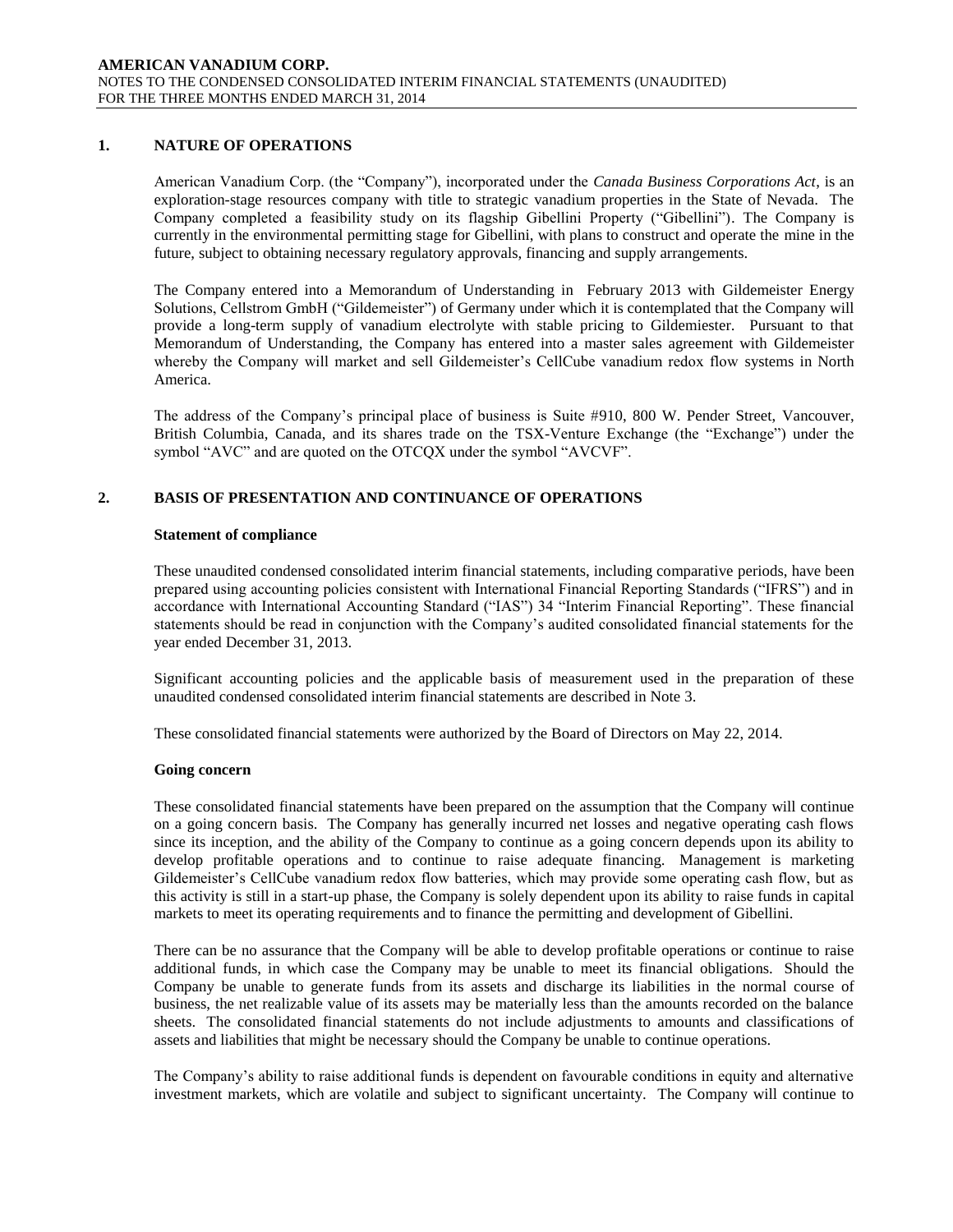## 1. NATURE OF OPERATIONS

American Vanadium Corp. (the "Company"), incorporated under the *Canada Business Corporations Act*, is an exploration-stage resources company with title to strategic vanadium properties in the State of Nevada. The Company completed a feasibility study on its flagship Gibellini Property ("Gibellini"). The Company is currently in the environmental permitting stage for Gibellini, with plans to construct and operate the mine in the future, subject to obtaining necessary regulatory approvals, financing and supply arrangements.

The Company entered into a Memorandum of Understanding in February 2013 with Gildemeister Energy Solutions, Cellstrom GmbH ("Gildemeister") of Germany under which it is contemplated that the Company will provide a long-term supply of vanadium electrolyte with stable pricing to Gildemiester. Pursuant to that Memorandum of Understanding, the Company has entered into a master sales agreement with Gildemeister whereby the Company will market and sell Gildemeister's CellCube vanadium redox flow systems in North America.

The address of the Company's principal place of business is Suite #910, 800 W. Pender Street, Vancouver, British Columbia, Canada, and its shares trade on the TSX-Venture Exchange (the "Exchange") under the symbol "AVC" and are quoted on the OTCQX under the symbol "AVCVF".

## 2. BASIS OF PRESENTATION AND CONTINUANCE OF OPERATIONS

### Statement of compliance

These unaudited condensed consolidated interim financial statements, including comparative periods, have been prepared using accounting policies consistent with International Financial Reporting Standards ("IFRS") and in accordance with International Accounting Standard ("IAS") 34 "Interim Financial Reporting". These financial statements should be read in conjunction with the Company's audited consolidated financial statements for the year ended December 31, 2013.

Significant accounting policies and the applicable basis of measurement used in the preparation of these unaudited condensed consolidated interim financial statements are described in Note 3.

These consolidated financial statements were authorized by the Board of Directors on May 22, 2014.

### Going concern

These consolidated financial statements have been prepared on the assumption that the Company will continue on a going concern basis. The Company has generally incurred net losses and negative operating cash flows since its inception, and the ability of the Company to continue as a going concern depends upon its ability to develop profitable operations and to continue to raise adequate financing. Management is marketing Gildemeister's CellCube vanadium redox flow batteries, which may provide some operating cash flow, but as this activity is still in a start-up phase, the Company is solely dependent upon its ability to raise funds in capital markets to meet its operating requirements and to finance the permitting and development of Gibellini.

There can be no assurance that the Company will be able to develop profitable operations or continue to raise additional funds, in which case the Company may be unable to meet its financial obligations. Should the Company be unable to generate funds from its assets and discharge its liabilities in the normal course of business, the net realizable value of its assets may be materially less than the amounts recorded on the balance sheets. The consolidated financial statements do not include adjustments to amounts and classifications of assets and liabilities that might be necessary should the Company be unable to continue operations.

The Company's ability to raise additional funds is dependent on favourable conditions in equity and alternative investment markets, which are volatile and subject to significant uncertainty. The Company will continue to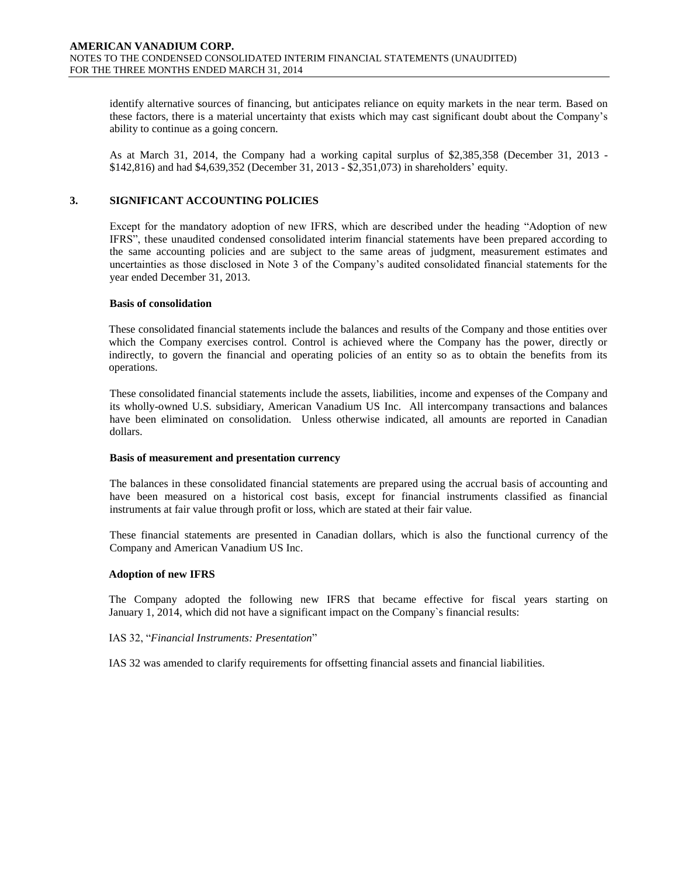identify alternative sources of financing, but anticipates reliance on equity markets in the near term. Based on these factors, there is a material uncertainty that exists which may cast significant doubt about the Company's ability to continue as a going concern.

As at March 31, 2014, the Company had a working capital surplus of $2,385,358 (December 31, 2013 - $142,816) and had $4,639,352 (December 31, 2013 - $2,351,073) in shareholders' equity.

## 3. SIGNIFICANT ACCOUNTING POLICIES

Except for the mandatory adoption of new IFRS, which are described under the heading "Adoption of new IFRS", these unaudited condensed consolidated interim financial statements have been prepared according to the same accounting policies and are subject to the same areas of judgment, measurement estimates and uncertainties as those disclosed in Note 3 of the Company's audited consolidated financial statements for the year ended December 31, 2013.

**Basis of consolidation**

These consolidated financial statements include the balances and results of the Company and those entities over which the Company exercises control. Control is achieved where the Company has the power, directly or indirectly, to govern the financial and operating policies of an entity so as to obtain the benefits from its operations.

These consolidated financial statements include the assets, liabilities, income and expenses of the Company and its wholly-owned U.S. subsidiary, American Vanadium US Inc. All intercompany transactions and balances have been eliminated on consolidation. Unless otherwise indicated, all amounts are reported in Canadian dollars.

**Basis of measurement and presentation currency**

The balances in these consolidated financial statements are prepared using the accrual basis of accounting and have been measured on a historical cost basis, except for financial instruments classified as financial instruments at fair value through profit or loss, which are stated at their fair value.

These financial statements are presented in Canadian dollars, which is also the functional currency of the Company and American Vanadium US Inc.

**Adoption of new IFRS**

The Company adopted the following new IFRS that became effective for fiscal years starting on January 1, 2014, which did not have a significant impact on the Company`s financial results:

IAS 32, "*Financial Instruments: Presentation*"

IAS 32 was amended to clarify requirements for offsetting financial assets and financial liabilities.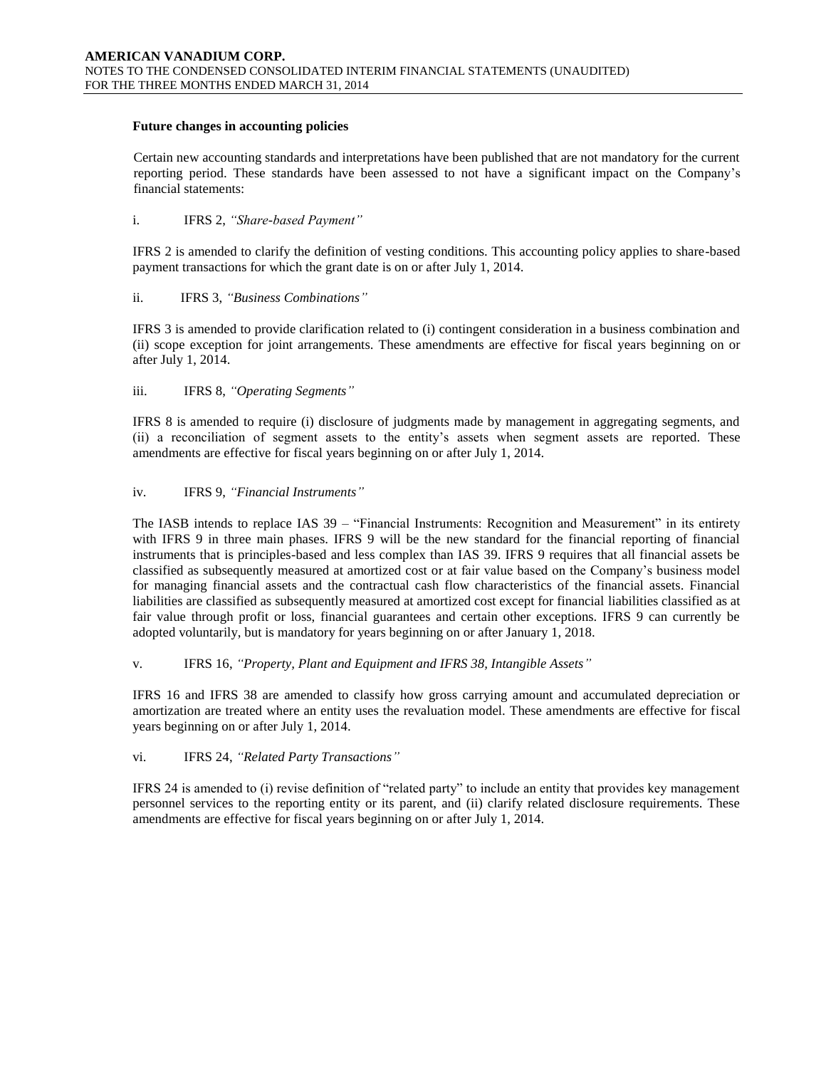**Future changes in accounting policies**

Certain new accounting standards and interpretations have been published that are not mandatory for the current reporting period. These standards have been assessed to not have a significant impact on the Company's financial statements:

i. IFRS 2, *"Share-based Payment"*

IFRS 2 is amended to clarify the definition of vesting conditions. This accounting policy applies to share-based payment transactions for which the grant date is on or after July 1, 2014.

ii. IFRS 3, *"Business Combinations"*

IFRS 3 is amended to provide clarification related to (i) contingent consideration in a business combination and (ii) scope exception for joint arrangements. These amendments are effective for fiscal years beginning on or after July 1, 2014.

iii. IFRS 8, *"Operating Segments"*

IFRS 8 is amended to require (i) disclosure of judgments made by management in aggregating segments, and (ii) a reconciliation of segment assets to the entity's assets when segment assets are reported. These amendments are effective for fiscal years beginning on or after July 1, 2014.

iv. IFRS 9, *"Financial Instruments"*

The IASB intends to replace IAS 39 – "Financial Instruments: Recognition and Measurement" in its entirety with IFRS 9 in three main phases. IFRS 9 will be the new standard for the financial reporting of financial instruments that is principles-based and less complex than IAS 39. IFRS 9 requires that all financial assets be classified as subsequently measured at amortized cost or at fair value based on the Company's business model for managing financial assets and the contractual cash flow characteristics of the financial assets. Financial liabilities are classified as subsequently measured at amortized cost except for financial liabilities classified as at fair value through profit or loss, financial guarantees and certain other exceptions. IFRS 9 can currently be adopted voluntarily, but is mandatory for years beginning on or after January 1, 2018.

v. IFRS 16, *"Property, Plant and Equipment and IFRS 38, Intangible Assets"*

IFRS 16 and IFRS 38 are amended to classify how gross carrying amount and accumulated depreciation or amortization are treated where an entity uses the revaluation model. These amendments are effective for fiscal years beginning on or after July 1, 2014.

vi. IFRS 24, *"Related Party Transactions"*

IFRS 24 is amended to (i) revise definition of "related party" to include an entity that provides key management personnel services to the reporting entity or its parent, and (ii) clarify related disclosure requirements. These amendments are effective for fiscal years beginning on or after July 1, 2014.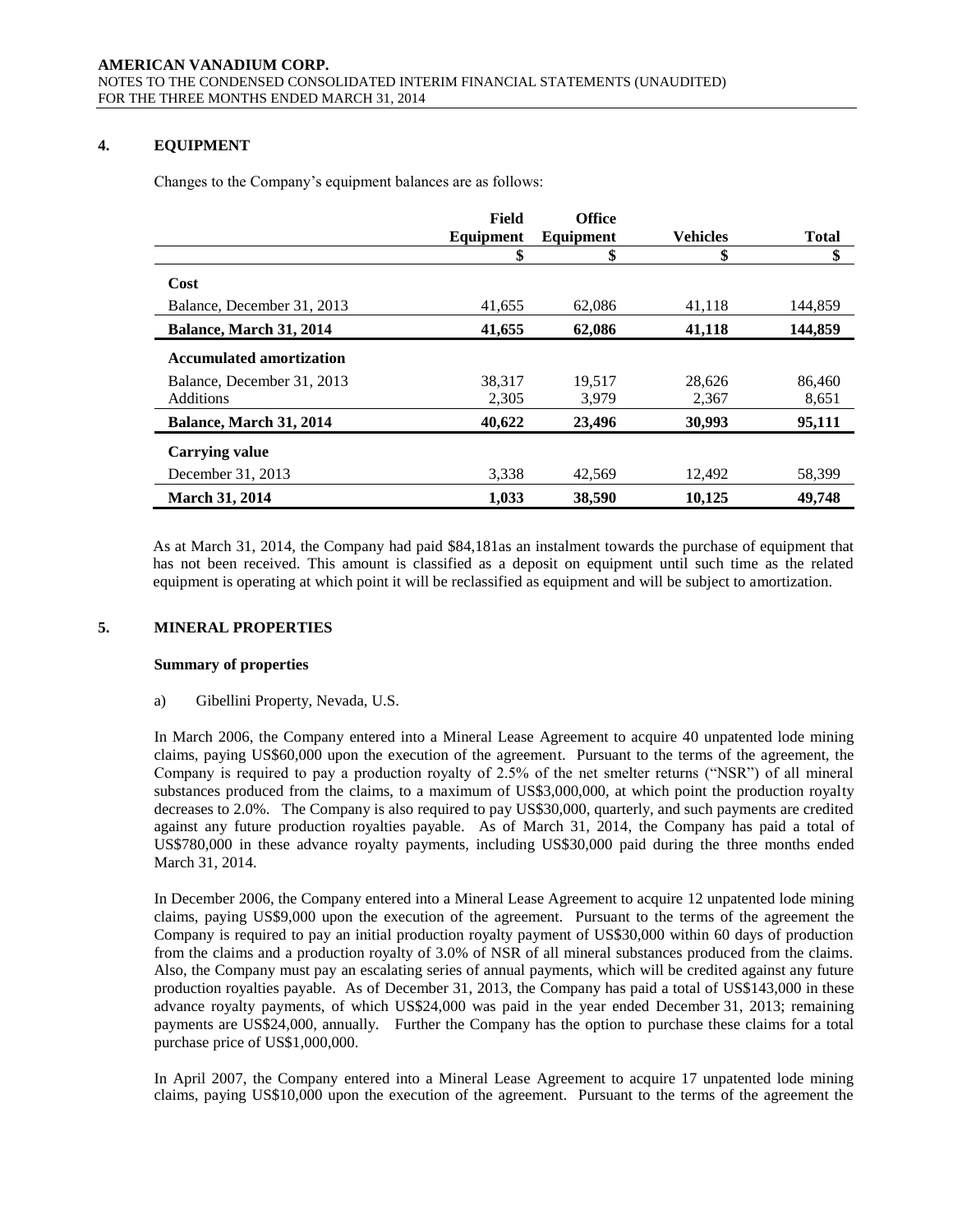## 4. EQUIPMENT

Changes to the Company's equipment balances are as follows:

| | Field Equipment | Office Equipment | Vehicles | Total |
|---|---|---|---|---|
| | $ | $ | $ | $ |
| **Cost** | | | | |
| Balance, December 31, 2013 | 41,655 | 62,086 | 41,118 | 144,859 |
| **Balance, March 31, 2014** | **41,655** | **62,086** | **41,118** | **144,859** |
| **Accumulated amortization** | | | | |
| Balance, December 31, 2013 | 38,317 | 19,517 | 28,626 | 86,460 |
| Additions | 2,305 | 3,979 | 2,367 | 8,651 |
| **Balance, March 31, 2014** | **40,622** | **23,496** | **30,993** | **95,111** |
| **Carrying value** | | | | |
| December 31, 2013 | 3,338 | 42,569 | 12,492 | 58,399 |
| **March 31, 2014** | **1,033** | **38,590** | **10,125** | **49,748** |

As at March 31, 2014, the Company had paid $84,181as an instalment towards the purchase of equipment that has not been received. This amount is classified as a deposit on equipment until such time as the related equipment is operating at which point it will be reclassified as equipment and will be subject to amortization.

## 5. MINERAL PROPERTIES

### Summary of properties

a) Gibellini Property, Nevada, U.S.

In March 2006, the Company entered into a Mineral Lease Agreement to acquire 40 unpatented lode mining claims, paying US$60,000 upon the execution of the agreement. Pursuant to the terms of the agreement, the Company is required to pay a production royalty of 2.5% of the net smelter returns ("NSR") of all mineral substances produced from the claims, to a maximum of US$3,000,000, at which point the production royalty decreases to 2.0%. The Company is also required to pay US$30,000, quarterly, and such payments are credited against any future production royalties payable. As of March 31, 2014, the Company has paid a total of US$780,000 in these advance royalty payments, including US$30,000 paid during the three months ended March 31, 2014.

In December 2006, the Company entered into a Mineral Lease Agreement to acquire 12 unpatented lode mining claims, paying US$9,000 upon the execution of the agreement. Pursuant to the terms of the agreement the Company is required to pay an initial production royalty payment of US$30,000 within 60 days of production from the claims and a production royalty of 3.0% of NSR of all mineral substances produced from the claims. Also, the Company must pay an escalating series of annual payments, which will be credited against any future production royalties payable. As of December 31, 2013, the Company has paid a total of US$143,000 in these advance royalty payments, of which US$24,000 was paid in the year ended December 31, 2013; remaining payments are US$24,000, annually. Further the Company has the option to purchase these claims for a total purchase price of US$1,000,000.

In April 2007, the Company entered into a Mineral Lease Agreement to acquire 17 unpatented lode mining claims, paying US$10,000 upon the execution of the agreement. Pursuant to the terms of the agreement the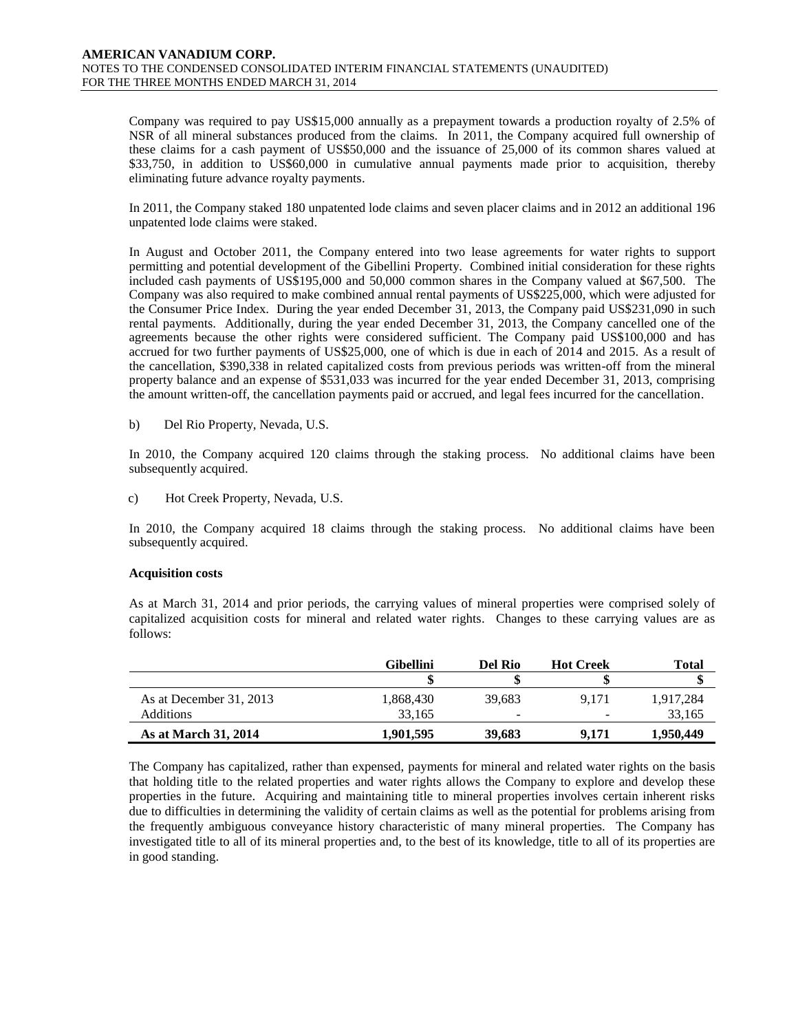Company was required to pay US$15,000 annually as a prepayment towards a production royalty of 2.5% of NSR of all mineral substances produced from the claims. In 2011, the Company acquired full ownership of these claims for a cash payment of US$50,000 and the issuance of 25,000 of its common shares valued at $33,750, in addition to US$60,000 in cumulative annual payments made prior to acquisition, thereby eliminating future advance royalty payments.

In 2011, the Company staked 180 unpatented lode claims and seven placer claims and in 2012 an additional 196 unpatented lode claims were staked.

In August and October 2011, the Company entered into two lease agreements for water rights to support permitting and potential development of the Gibellini Property. Combined initial consideration for these rights included cash payments of US$195,000 and 50,000 common shares in the Company valued at $67,500. The Company was also required to make combined annual rental payments of US$225,000, which were adjusted for the Consumer Price Index. During the year ended December 31, 2013, the Company paid US$231,090 in such rental payments. Additionally, during the year ended December 31, 2013, the Company cancelled one of the agreements because the other rights were considered sufficient. The Company paid US$100,000 and has accrued for two further payments of US$25,000, one of which is due in each of 2014 and 2015. As a result of the cancellation, $390,338 in related capitalized costs from previous periods was written-off from the mineral property balance and an expense of $531,033 was incurred for the year ended December 31, 2013, comprising the amount written-off, the cancellation payments paid or accrued, and legal fees incurred for the cancellation.

b) Del Rio Property, Nevada, U.S.

In 2010, the Company acquired 120 claims through the staking process. No additional claims have been subsequently acquired.

c) Hot Creek Property, Nevada, U.S.

In 2010, the Company acquired 18 claims through the staking process. No additional claims have been subsequently acquired.

**Acquisition costs**

As at March 31, 2014 and prior periods, the carrying values of mineral properties were comprised solely of capitalized acquisition costs for mineral and related water rights. Changes to these carrying values are as follows:

| | Gibellini | Del Rio | Hot Creek | Total |
|---|---|---|---|---|
| | $ | $ | $ | $ |
| As at December 31, 2013 | 1,868,430 | 39,683 | 9,171 | 1,917,284 |
| Additions | 33,165 | - | - | 33,165 |
| **As at March 31, 2014** | **1,901,595** | **39,683** | **9,171** | **1,950,449** |

The Company has capitalized, rather than expensed, payments for mineral and related water rights on the basis that holding title to the related properties and water rights allows the Company to explore and develop these properties in the future. Acquiring and maintaining title to mineral properties involves certain inherent risks due to difficulties in determining the validity of certain claims as well as the potential for problems arising from the frequently ambiguous conveyance history characteristic of many mineral properties. The Company has investigated title to all of its mineral properties and, to the best of its knowledge, title to all of its properties are in good standing.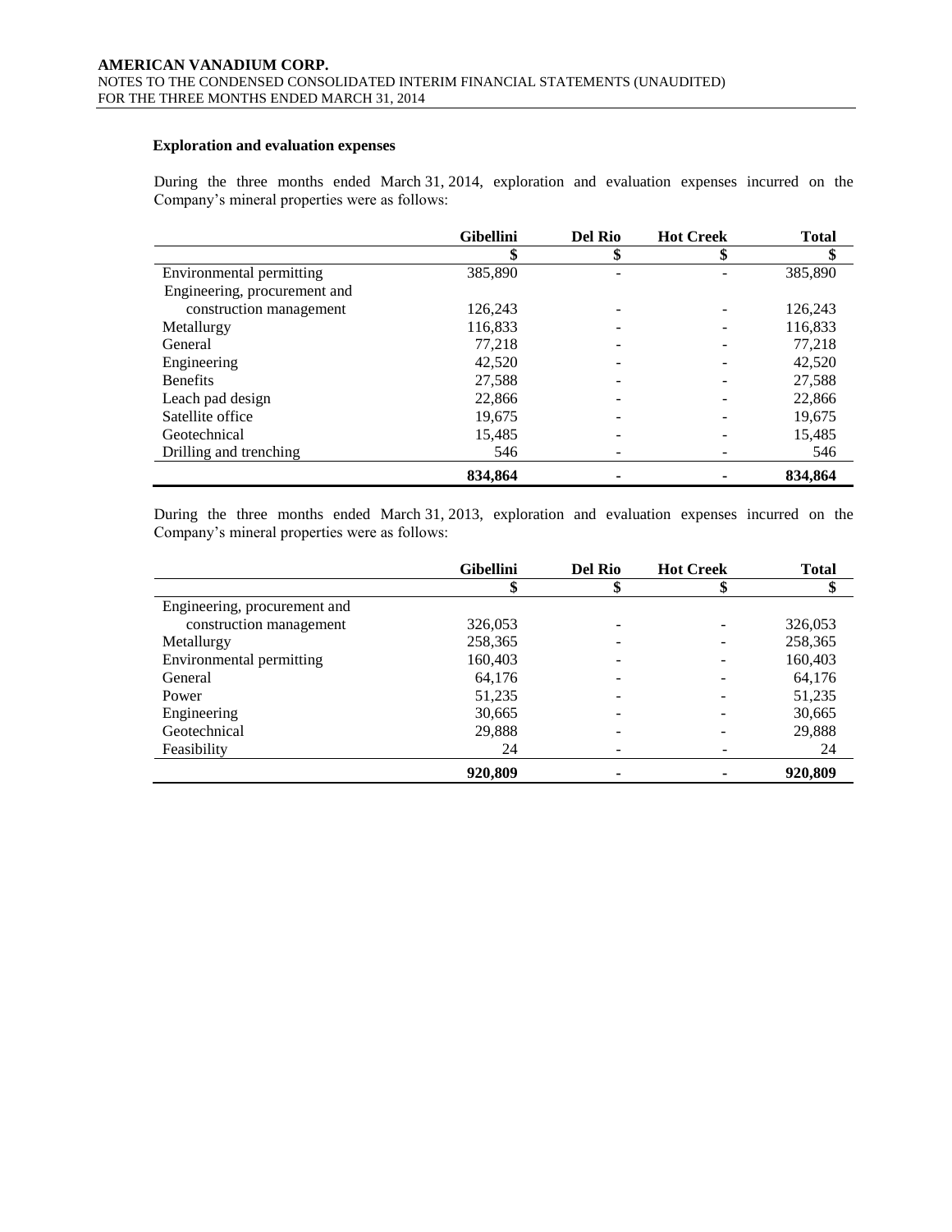**Exploration and evaluation expenses**

During the three months ended March 31, 2014, exploration and evaluation expenses incurred on the Company's mineral properties were as follows:

| | Gibellini | Del Rio | Hot Creek | Total |
|---|---|---|---|---|
| | $ | $ | $ | $ |
| Environmental permitting | 385,890 | - | - | 385,890 |
| Engineering, procurement and construction management | 126,243 | - | - | 126,243 |
| Metallurgy | 116,833 | - | - | 116,833 |
| General | 77,218 | - | - | 77,218 |
| Engineering | 42,520 | - | - | 42,520 |
| Benefits | 27,588 | - | - | 27,588 |
| Leach pad design | 22,866 | - | - | 22,866 |
| Satellite office | 19,675 | - | - | 19,675 |
| Geotechnical | 15,485 | - | - | 15,485 |
| Drilling and trenching | 546 | - | - | 546 |
| | **834,864** | **-** | **-** | **834,864** |

During the three months ended March 31, 2013, exploration and evaluation expenses incurred on the Company's mineral properties were as follows:

| | Gibellini | Del Rio | Hot Creek | Total |
|---|---|---|---|---|
| | $ | $ | $ | $ |
| Engineering, procurement and construction management | 326,053 | - | - | 326,053 |
| Metallurgy | 258,365 | - | - | 258,365 |
| Environmental permitting | 160,403 | - | - | 160,403 |
| General | 64,176 | - | - | 64,176 |
| Power | 51,235 | - | - | 51,235 |
| Engineering | 30,665 | - | - | 30,665 |
| Geotechnical | 29,888 | - | - | 29,888 |
| Feasibility | 24 | - | - | 24 |
| | **920,809** | **-** | **-** | **920,809** |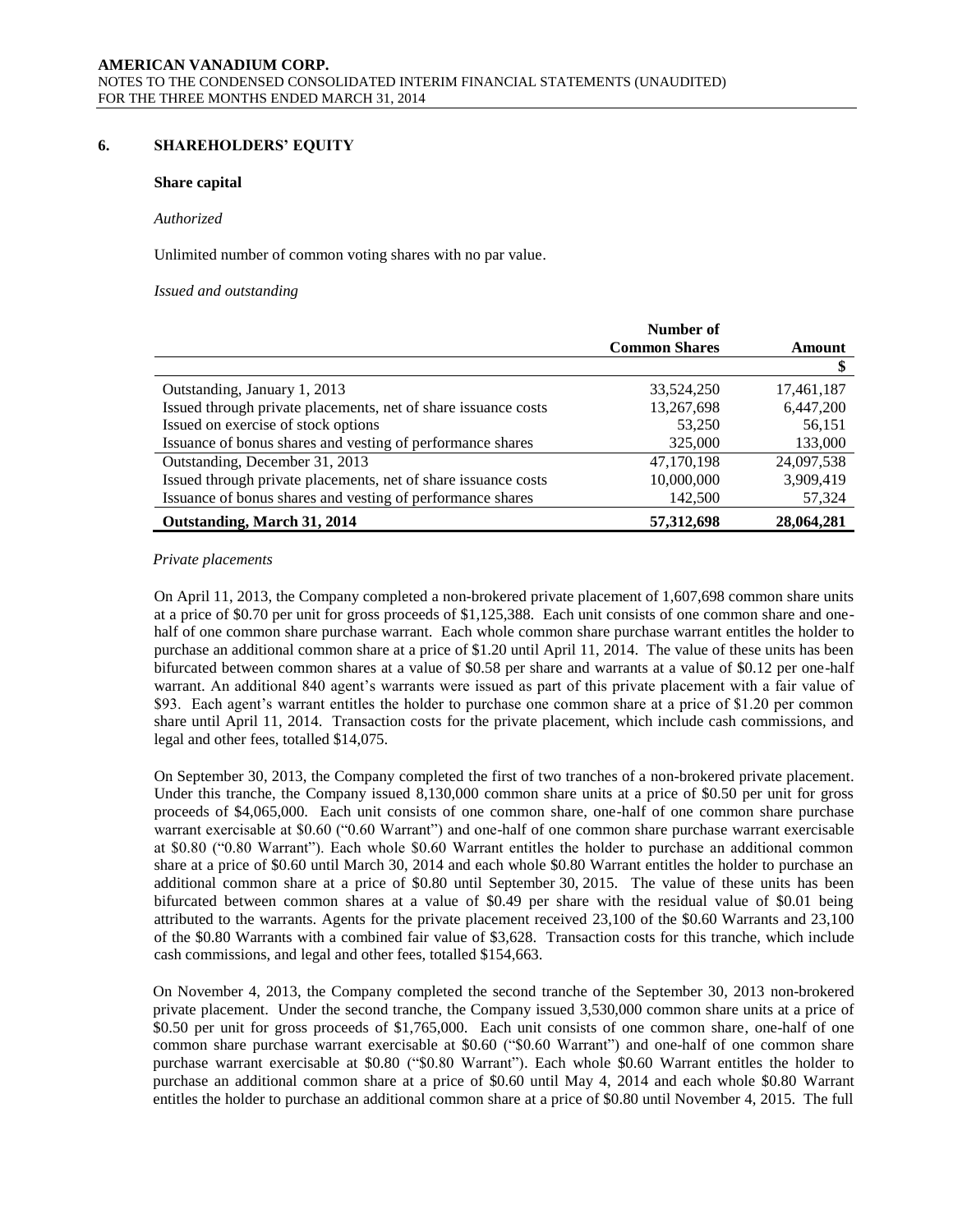## 6. SHAREHOLDERS' EQUITY

### Share capital

*Authorized*

Unlimited number of common voting shares with no par value.

*Issued and outstanding*

| | Number of Common Shares | Amount |
|---|---|---|
| | | $ |
| Outstanding, January 1, 2013 | 33,524,250 | 17,461,187 |
| Issued through private placements, net of share issuance costs | 13,267,698 | 6,447,200 |
| Issued on exercise of stock options | 53,250 | 56,151 |
| Issuance of bonus shares and vesting of performance shares | 325,000 | 133,000 |
| Outstanding, December 31, 2013 | 47,170,198 | 24,097,538 |
| Issued through private placements, net of share issuance costs | 10,000,000 | 3,909,419 |
| Issuance of bonus shares and vesting of performance shares | 142,500 | 57,324 |
| **Outstanding, March 31, 2014** | **57,312,698** | **28,064,281** |

*Private placements*

On April 11, 2013, the Company completed a non-brokered private placement of 1,607,698 common share units at a price of $0.70 per unit for gross proceeds of $1,125,388. Each unit consists of one common share and one-half of one common share purchase warrant. Each whole common share purchase warrant entitles the holder to purchase an additional common share at a price of $1.20 until April 11, 2014. The value of these units has been bifurcated between common shares at a value of $0.58 per share and warrants at a value of $0.12 per one-half warrant. An additional 840 agent's warrants were issued as part of this private placement with a fair value of $93. Each agent's warrant entitles the holder to purchase one common share at a price of $1.20 per common share until April 11, 2014. Transaction costs for the private placement, which include cash commissions, and legal and other fees, totalled $14,075.

On September 30, 2013, the Company completed the first of two tranches of a non-brokered private placement. Under this tranche, the Company issued 8,130,000 common share units at a price of $0.50 per unit for gross proceeds of $4,065,000. Each unit consists of one common share, one-half of one common share purchase warrant exercisable at $0.60 ("0.60 Warrant") and one-half of one common share purchase warrant exercisable at $0.80 ("0.80 Warrant"). Each whole $0.60 Warrant entitles the holder to purchase an additional common share at a price of $0.60 until March 30, 2014 and each whole $0.80 Warrant entitles the holder to purchase an additional common share at a price of $0.80 until September 30, 2015. The value of these units has been bifurcated between common shares at a value of $0.49 per share with the residual value of $0.01 being attributed to the warrants. Agents for the private placement received 23,100 of the $0.60 Warrants and 23,100 of the $0.80 Warrants with a combined fair value of $3,628. Transaction costs for this tranche, which include cash commissions, and legal and other fees, totalled $154,663.

On November 4, 2013, the Company completed the second tranche of the September 30, 2013 non-brokered private placement. Under the second tranche, the Company issued 3,530,000 common share units at a price of $0.50 per unit for gross proceeds of $1,765,000. Each unit consists of one common share, one-half of one common share purchase warrant exercisable at $0.60 ("$0.60 Warrant") and one-half of one common share purchase warrant exercisable at $0.80 ("$0.80 Warrant"). Each whole $0.60 Warrant entitles the holder to purchase an additional common share at a price of $0.60 until May 4, 2014 and each whole $0.80 Warrant entitles the holder to purchase an additional common share at a price of $0.80 until November 4, 2015. The full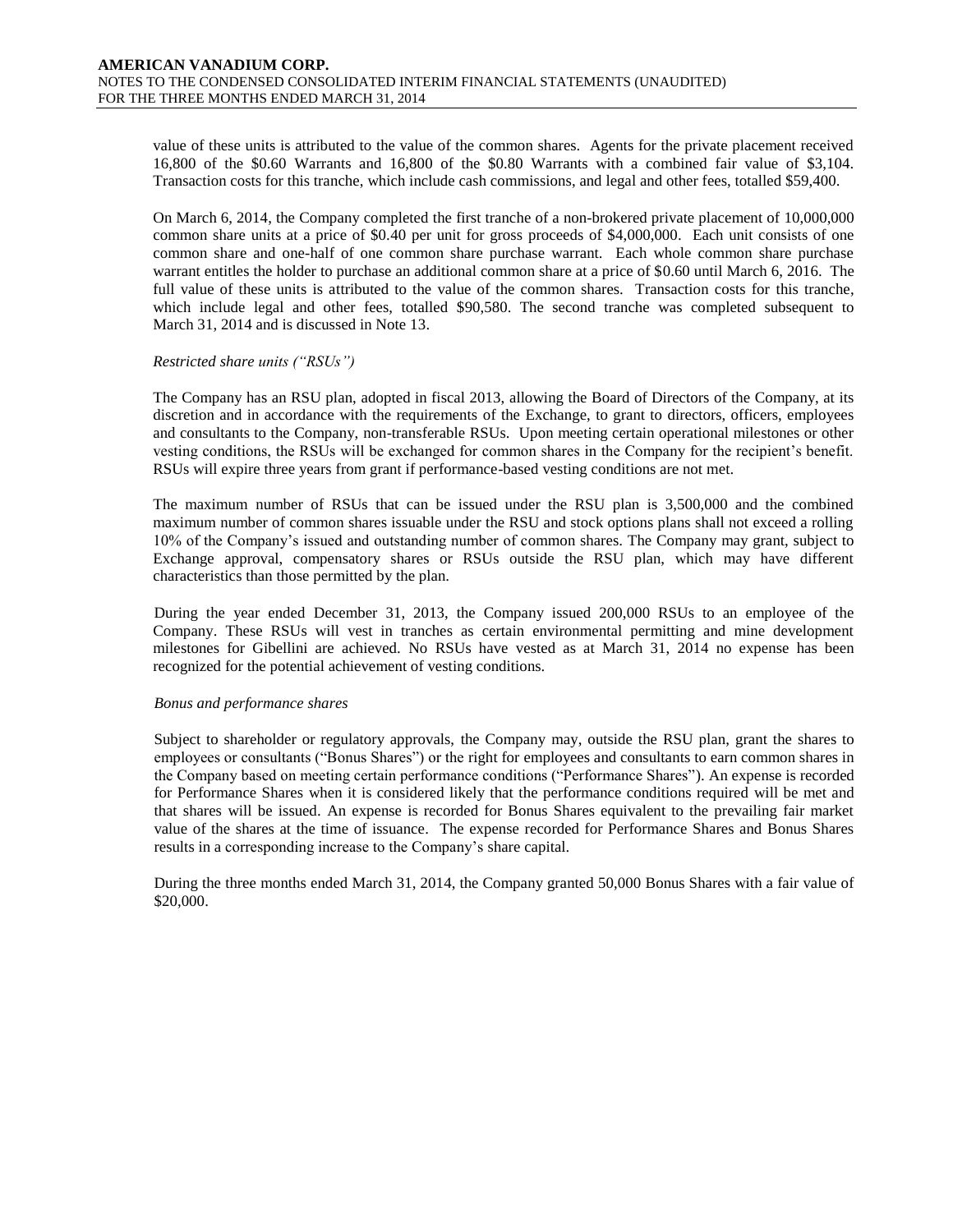value of these units is attributed to the value of the common shares. Agents for the private placement received 16,800 of the \$0.60 Warrants and 16,800 of the \$0.80 Warrants with a combined fair value of \$3,104. Transaction costs for this tranche, which include cash commissions, and legal and other fees, totalled \$59,400.

On March 6, 2014, the Company completed the first tranche of a non-brokered private placement of 10,000,000 common share units at a price of \$0.40 per unit for gross proceeds of \$4,000,000. Each unit consists of one common share and one-half of one common share purchase warrant. Each whole common share purchase warrant entitles the holder to purchase an additional common share at a price of \$0.60 until March 6, 2016. The full value of these units is attributed to the value of the common shares. Transaction costs for this tranche, which include legal and other fees, totalled \$90,580. The second tranche was completed subsequent to March 31, 2014 and is discussed in Note 13.

*Restricted share units ("RSUs")*

The Company has an RSU plan, adopted in fiscal 2013, allowing the Board of Directors of the Company, at its discretion and in accordance with the requirements of the Exchange, to grant to directors, officers, employees and consultants to the Company, non-transferable RSUs. Upon meeting certain operational milestones or other vesting conditions, the RSUs will be exchanged for common shares in the Company for the recipient's benefit. RSUs will expire three years from grant if performance-based vesting conditions are not met.

The maximum number of RSUs that can be issued under the RSU plan is 3,500,000 and the combined maximum number of common shares issuable under the RSU and stock options plans shall not exceed a rolling 10% of the Company's issued and outstanding number of common shares. The Company may grant, subject to Exchange approval, compensatory shares or RSUs outside the RSU plan, which may have different characteristics than those permitted by the plan.

During the year ended December 31, 2013, the Company issued 200,000 RSUs to an employee of the Company. These RSUs will vest in tranches as certain environmental permitting and mine development milestones for Gibellini are achieved. No RSUs have vested as at March 31, 2014 no expense has been recognized for the potential achievement of vesting conditions.

*Bonus and performance shares*

Subject to shareholder or regulatory approvals, the Company may, outside the RSU plan, grant the shares to employees or consultants ("Bonus Shares") or the right for employees and consultants to earn common shares in the Company based on meeting certain performance conditions ("Performance Shares"). An expense is recorded for Performance Shares when it is considered likely that the performance conditions required will be met and that shares will be issued. An expense is recorded for Bonus Shares equivalent to the prevailing fair market value of the shares at the time of issuance. The expense recorded for Performance Shares and Bonus Shares results in a corresponding increase to the Company's share capital.

During the three months ended March 31, 2014, the Company granted 50,000 Bonus Shares with a fair value of \$20,000.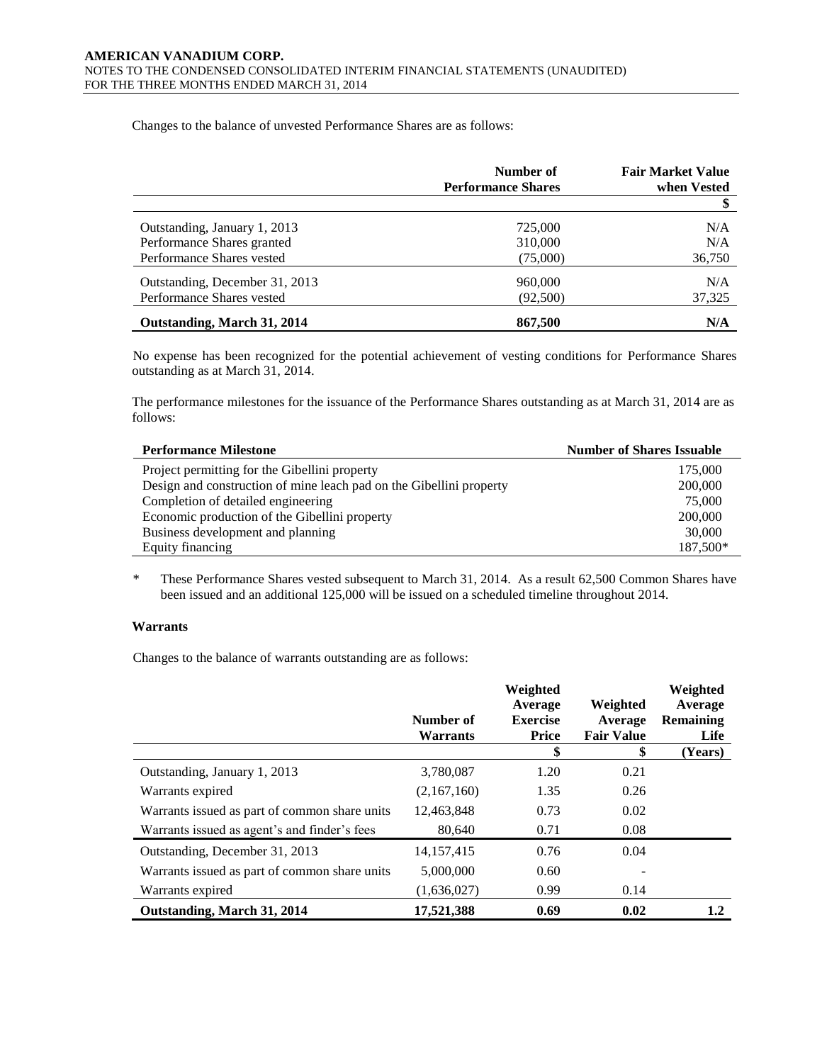Changes to the balance of unvested Performance Shares are as follows:

| | Number of Performance Shares | Fair Market Value when Vested |
|---|---|---|
| | | $ |
| Outstanding, January 1, 2013 | 725,000 | N/A |
| Performance Shares granted | 310,000 | N/A |
| Performance Shares vested | (75,000) | 36,750 |
| Outstanding, December 31, 2013 | 960,000 | N/A |
| Performance Shares vested | (92,500) | 37,325 |
| **Outstanding, March 31, 2014** | **867,500** | **N/A** |

No expense has been recognized for the potential achievement of vesting conditions for Performance Shares outstanding as at March 31, 2014.

The performance milestones for the issuance of the Performance Shares outstanding as at March 31, 2014 are as follows:

| Performance Milestone | Number of Shares Issuable |
|---|---|
| Project permitting for the Gibellini property | 175,000 |
| Design and construction of mine leach pad on the Gibellini property | 200,000 |
| Completion of detailed engineering | 75,000 |
| Economic production of the Gibellini property | 200,000 |
| Business development and planning | 30,000 |
| Equity financing | 187,500* |

\* These Performance Shares vested subsequent to March 31, 2014. As a result 62,500 Common Shares have been issued and an additional 125,000 will be issued on a scheduled timeline throughout 2014.

**Warrants**

Changes to the balance of warrants outstanding are as follows:

| | Number of Warrants | Weighted Average Exercise Price | Weighted Average Fair Value | Weighted Average Remaining Life |
|---|---|---|---|---|
| | | $ | $ | (Years) |
| Outstanding, January 1, 2013 | 3,780,087 | 1.20 | 0.21 | |
| Warrants expired | (2,167,160) | 1.35 | 0.26 | |
| Warrants issued as part of common share units | 12,463,848 | 0.73 | 0.02 | |
| Warrants issued as agent's and finder's fees | 80,640 | 0.71 | 0.08 | |
| Outstanding, December 31, 2013 | 14,157,415 | 0.76 | 0.04 | |
| Warrants issued as part of common share units | 5,000,000 | 0.60 | - | |
| Warrants expired | (1,636,027) | 0.99 | 0.14 | |
| **Outstanding, March 31, 2014** | **17,521,388** | **0.69** | **0.02** | **1.2** |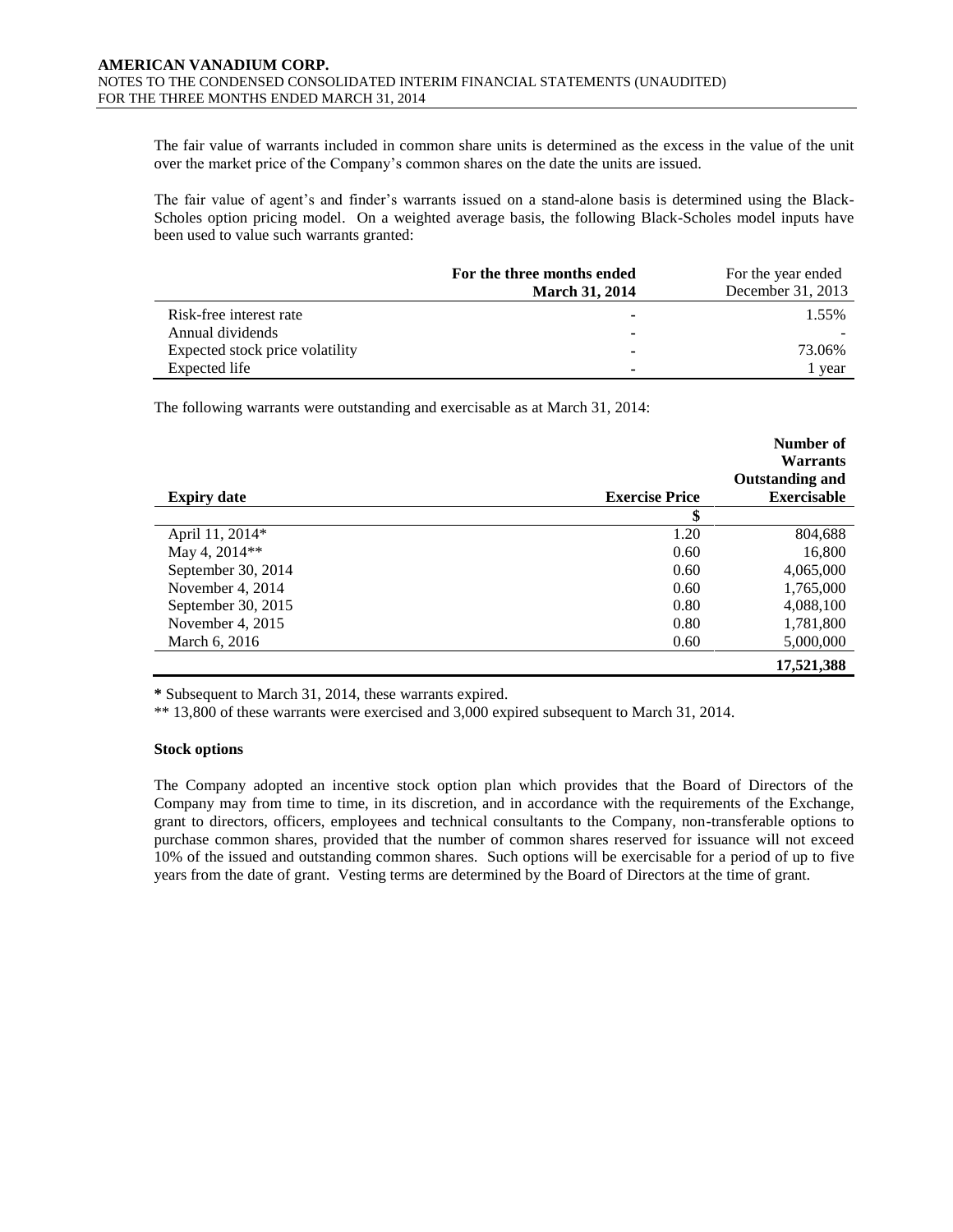The fair value of warrants included in common share units is determined as the excess in the value of the unit over the market price of the Company's common shares on the date the units are issued.

The fair value of agent's and finder's warrants issued on a stand-alone basis is determined using the Black-Scholes option pricing model. On a weighted average basis, the following Black-Scholes model inputs have been used to value such warrants granted:

| | **For the three months ended March 31, 2014** | For the year ended December 31, 2013 |
|---|---|---|
| Risk-free interest rate | - | 1.55% |
| Annual dividends | - | - |
| Expected stock price volatility | - | 73.06% |
| Expected life | - | 1 year |

The following warrants were outstanding and exercisable as at March 31, 2014:

| **Expiry date** | **Exercise Price** | **Number of Warrants Outstanding and Exercisable** |
|---|---|---|
| | **$** | |
| April 11, 2014* | 1.20 | 804,688 |
| May 4, 2014** | 0.60 | 16,800 |
| September 30, 2014 | 0.60 | 4,065,000 |
| November 4, 2014 | 0.60 | 1,765,000 |
| September 30, 2015 | 0.80 | 4,088,100 |
| November 4, 2015 | 0.80 | 1,781,800 |
| March 6, 2016 | 0.60 | 5,000,000 |
| | | **17,521,388** |

**\*** Subsequent to March 31, 2014, these warrants expired.

** 13,800 of these warrants were exercised and 3,000 expired subsequent to March 31, 2014.

**Stock options**

The Company adopted an incentive stock option plan which provides that the Board of Directors of the Company may from time to time, in its discretion, and in accordance with the requirements of the Exchange, grant to directors, officers, employees and technical consultants to the Company, non-transferable options to purchase common shares, provided that the number of common shares reserved for issuance will not exceed 10% of the issued and outstanding common shares. Such options will be exercisable for a period of up to five years from the date of grant. Vesting terms are determined by the Board of Directors at the time of grant.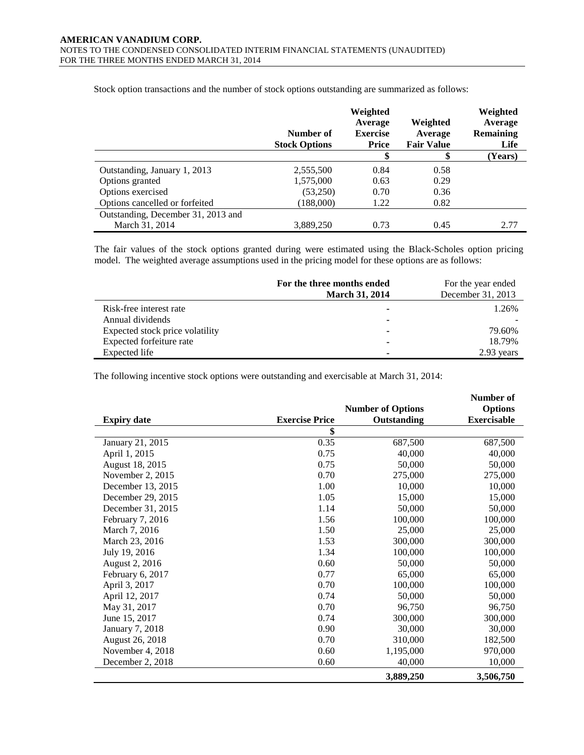Stock option transactions and the number of stock options outstanding are summarized as follows:

| | Number of Stock Options | Weighted Average Exercise Price | Weighted Average Fair Value | Weighted Average Remaining Life |
|---|---|---|---|---|
| | | $ | $ | (Years) |
| Outstanding, January 1, 2013 | 2,555,500 | 0.84 | 0.58 | |
| Options granted | 1,575,000 | 0.63 | 0.29 | |
| Options exercised | (53,250) | 0.70 | 0.36 | |
| Options cancelled or forfeited | (188,000) | 1.22 | 0.82 | |
| Outstanding, December 31, 2013 and March 31, 2014 | 3,889,250 | 0.73 | 0.45 | 2.77 |

The fair values of the stock options granted during were estimated using the Black-Scholes option pricing model. The weighted average assumptions used in the pricing model for these options are as follows:

| | For the three months ended March 31, 2014 | For the year ended December 31, 2013 |
|---|---|---|
| Risk-free interest rate | - | 1.26% |
| Annual dividends | - | - |
| Expected stock price volatility | - | 79.60% |
| Expected forfeiture rate | - | 18.79% |
| Expected life | - | 2.93 years |

The following incentive stock options were outstanding and exercisable at March 31, 2014:

| Expiry date | Exercise Price | Number of Options Outstanding | Number of Options Exercisable |
|---|---|---|---|
| | $ | | |
| January 21, 2015 | 0.35 | 687,500 | 687,500 |
| April 1, 2015 | 0.75 | 40,000 | 40,000 |
| August 18, 2015 | 0.75 | 50,000 | 50,000 |
| November 2, 2015 | 0.70 | 275,000 | 275,000 |
| December 13, 2015 | 1.00 | 10,000 | 10,000 |
| December 29, 2015 | 1.05 | 15,000 | 15,000 |
| December 31, 2015 | 1.14 | 50,000 | 50,000 |
| February 7, 2016 | 1.56 | 100,000 | 100,000 |
| March 7, 2016 | 1.50 | 25,000 | 25,000 |
| March 23, 2016 | 1.53 | 300,000 | 300,000 |
| July 19, 2016 | 1.34 | 100,000 | 100,000 |
| August 2, 2016 | 0.60 | 50,000 | 50,000 |
| February 6, 2017 | 0.77 | 65,000 | 65,000 |
| April 3, 2017 | 0.70 | 100,000 | 100,000 |
| April 12, 2017 | 0.74 | 50,000 | 50,000 |
| May 31, 2017 | 0.70 | 96,750 | 96,750 |
| June 15, 2017 | 0.74 | 300,000 | 300,000 |
| January 7, 2018 | 0.90 | 30,000 | 30,000 |
| August 26, 2018 | 0.70 | 310,000 | 182,500 |
| November 4, 2018 | 0.60 | 1,195,000 | 970,000 |
| December 2, 2018 | 0.60 | 40,000 | 10,000 |
| | | **3,889,250** | **3,506,750** |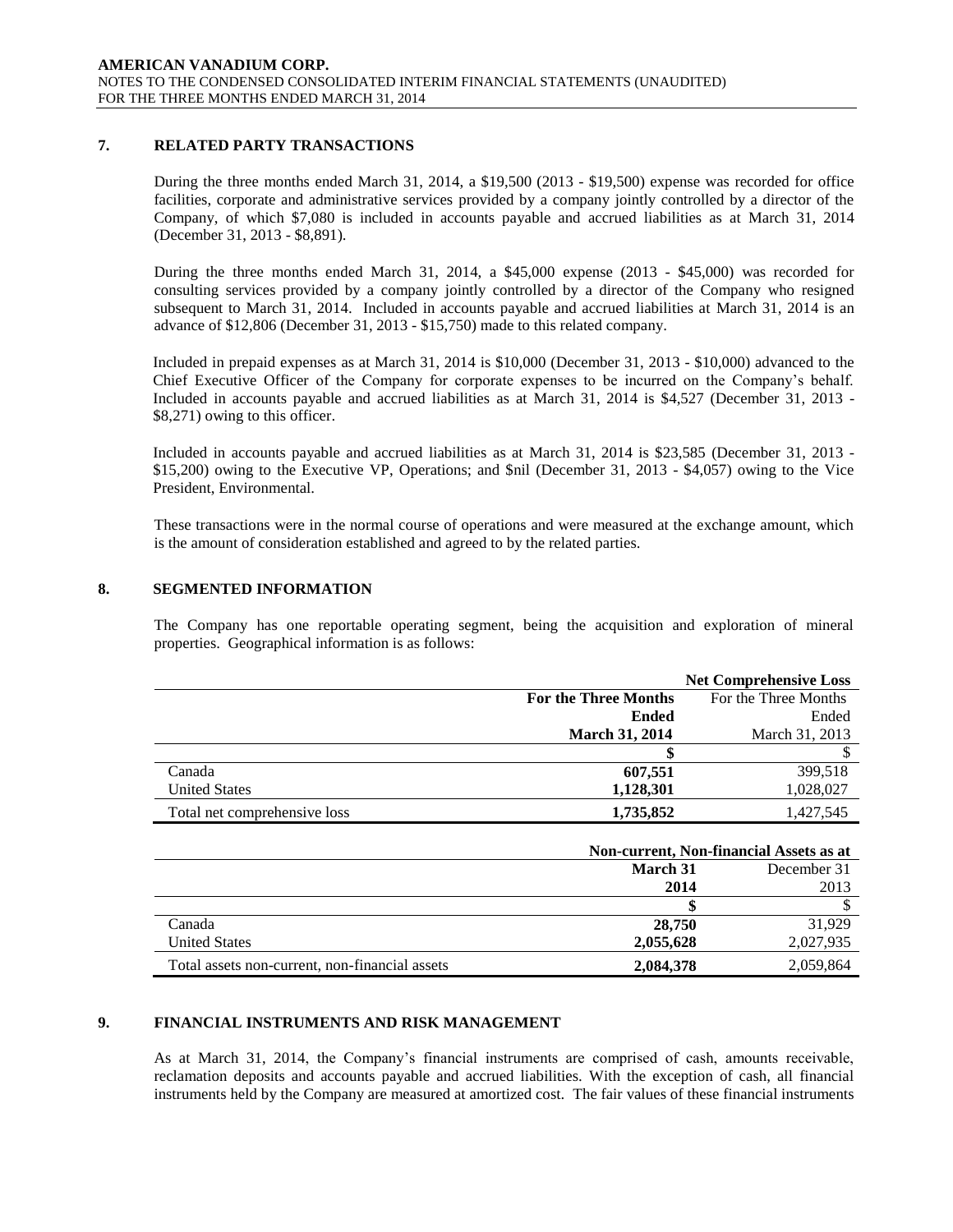## 7. RELATED PARTY TRANSACTIONS

During the three months ended March 31, 2014, a $19,500 (2013 - $19,500) expense was recorded for office facilities, corporate and administrative services provided by a company jointly controlled by a director of the Company, of which $7,080 is included in accounts payable and accrued liabilities as at March 31, 2014 (December 31, 2013 - $8,891).

During the three months ended March 31, 2014, a $45,000 expense (2013 - $45,000) was recorded for consulting services provided by a company jointly controlled by a director of the Company who resigned subsequent to March 31, 2014. Included in accounts payable and accrued liabilities at March 31, 2014 is an advance of $12,806 (December 31, 2013 - $15,750) made to this related company.

Included in prepaid expenses as at March 31, 2014 is $10,000 (December 31, 2013 - $10,000) advanced to the Chief Executive Officer of the Company for corporate expenses to be incurred on the Company's behalf. Included in accounts payable and accrued liabilities as at March 31, 2014 is $4,527 (December 31, 2013 - $8,271) owing to this officer.

Included in accounts payable and accrued liabilities as at March 31, 2014 is $23,585 (December 31, 2013 - $15,200) owing to the Executive VP, Operations; and $nil (December 31, 2013 - $4,057) owing to the Vice President, Environmental.

These transactions were in the normal course of operations and were measured at the exchange amount, which is the amount of consideration established and agreed to by the related parties.

## 8. SEGMENTED INFORMATION

The Company has one reportable operating segment, being the acquisition and exploration of mineral properties. Geographical information is as follows:

| | Net Comprehensive Loss | |
|---|---|---|
| | **For the Three Months Ended March 31, 2014** | For the Three Months Ended March 31, 2013 |
| | **$** | $ |
| Canada | **607,551** | 399,518 |
| United States | **1,128,301** | 1,028,027 |
| Total net comprehensive loss | **1,735,852** | 1,427,545 |

| | Non-current, Non-financial Assets as at | |
|---|---|---|
| | **March 31 2014** | December 31 2013 |
| | **$** | $ |
| Canada | **28,750** | 31,929 |
| United States | **2,055,628** | 2,027,935 |
| Total assets non-current, non-financial assets | **2,084,378** | 2,059,864 |

## 9. FINANCIAL INSTRUMENTS AND RISK MANAGEMENT

As at March 31, 2014, the Company's financial instruments are comprised of cash, amounts receivable, reclamation deposits and accounts payable and accrued liabilities. With the exception of cash, all financial instruments held by the Company are measured at amortized cost. The fair values of these financial instruments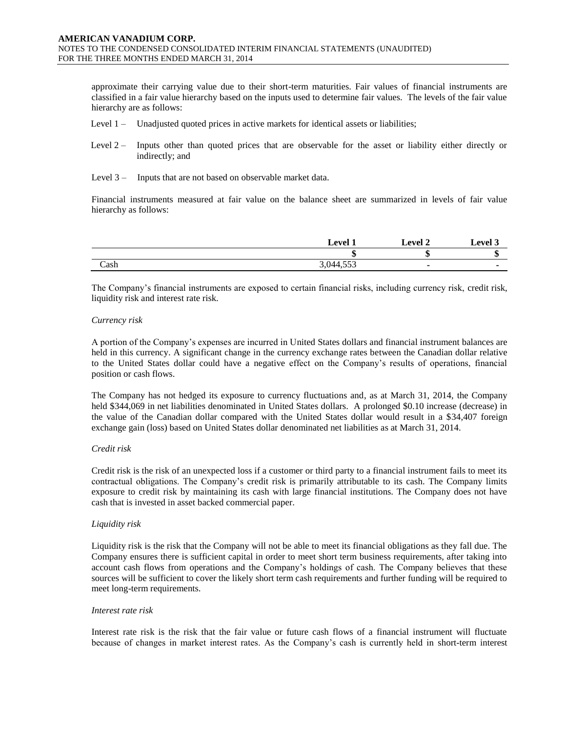approximate their carrying value due to their short-term maturities. Fair values of financial instruments are classified in a fair value hierarchy based on the inputs used to determine fair values. The levels of the fair value hierarchy are as follows:

Level 1 – Unadjusted quoted prices in active markets for identical assets or liabilities;

Level 2 – Inputs other than quoted prices that are observable for the asset or liability either directly or indirectly; and

Level 3 – Inputs that are not based on observable market data.

Financial instruments measured at fair value on the balance sheet are summarized in levels of fair value hierarchy as follows:

| | Level 1 | Level 2 | Level 3 |
|---|---|---|---|
| | $ | $ | $ |
| Cash | 3,044,553 | - | - |

The Company's financial instruments are exposed to certain financial risks, including currency risk, credit risk, liquidity risk and interest rate risk.

*Currency risk*

A portion of the Company's expenses are incurred in United States dollars and financial instrument balances are held in this currency. A significant change in the currency exchange rates between the Canadian dollar relative to the United States dollar could have a negative effect on the Company's results of operations, financial position or cash flows.

The Company has not hedged its exposure to currency fluctuations and, as at March 31, 2014, the Company held $344,069 in net liabilities denominated in United States dollars. A prolonged $0.10 increase (decrease) in the value of the Canadian dollar compared with the United States dollar would result in a $34,407 foreign exchange gain (loss) based on United States dollar denominated net liabilities as at March 31, 2014.

*Credit risk*

Credit risk is the risk of an unexpected loss if a customer or third party to a financial instrument fails to meet its contractual obligations. The Company's credit risk is primarily attributable to its cash. The Company limits exposure to credit risk by maintaining its cash with large financial institutions. The Company does not have cash that is invested in asset backed commercial paper.

*Liquidity risk*

Liquidity risk is the risk that the Company will not be able to meet its financial obligations as they fall due. The Company ensures there is sufficient capital in order to meet short term business requirements, after taking into account cash flows from operations and the Company's holdings of cash. The Company believes that these sources will be sufficient to cover the likely short term cash requirements and further funding will be required to meet long-term requirements.

*Interest rate risk*

Interest rate risk is the risk that the fair value or future cash flows of a financial instrument will fluctuate because of changes in market interest rates. As the Company's cash is currently held in short-term interest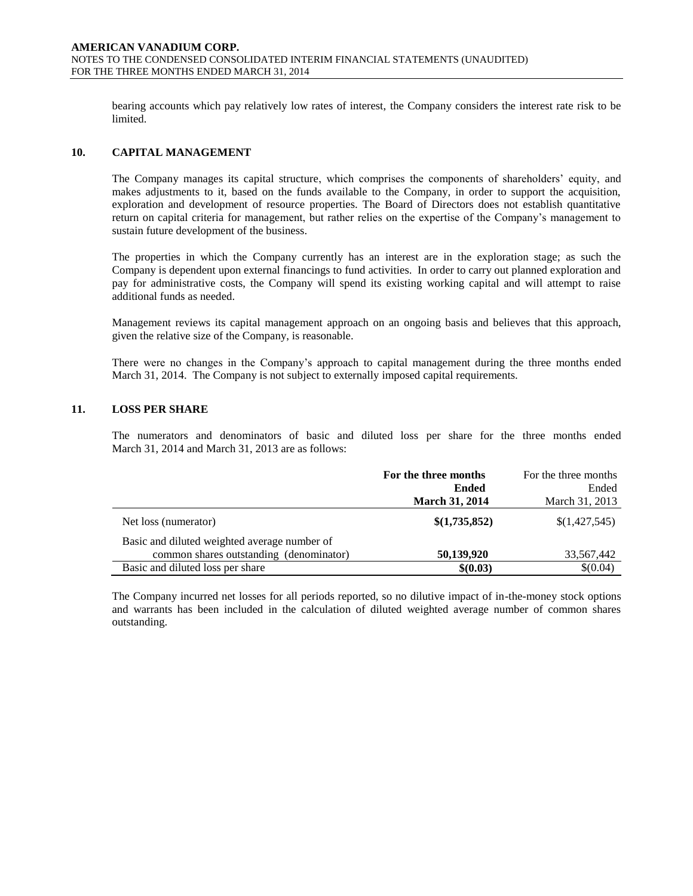bearing accounts which pay relatively low rates of interest, the Company considers the interest rate risk to be limited.

## 10. CAPITAL MANAGEMENT

The Company manages its capital structure, which comprises the components of shareholders' equity, and makes adjustments to it, based on the funds available to the Company, in order to support the acquisition, exploration and development of resource properties. The Board of Directors does not establish quantitative return on capital criteria for management, but rather relies on the expertise of the Company's management to sustain future development of the business.

The properties in which the Company currently has an interest are in the exploration stage; as such the Company is dependent upon external financings to fund activities. In order to carry out planned exploration and pay for administrative costs, the Company will spend its existing working capital and will attempt to raise additional funds as needed.

Management reviews its capital management approach on an ongoing basis and believes that this approach, given the relative size of the Company, is reasonable.

There were no changes in the Company's approach to capital management during the three months ended March 31, 2014. The Company is not subject to externally imposed capital requirements.

## 11. LOSS PER SHARE

The numerators and denominators of basic and diluted loss per share for the three months ended March 31, 2014 and March 31, 2013 are as follows:

| | **For the three months Ended March 31, 2014** | For the three months Ended March 31, 2013 |
|---|---|---|
| Net loss (numerator) | **$(1,735,852)** | $(1,427,545) |
| Basic and diluted weighted average number of common shares outstanding (denominator) | **50,139,920** | 33,567,442 |
| Basic and diluted loss per share | **$(0.03)** | $(0.04) |

The Company incurred net losses for all periods reported, so no dilutive impact of in-the-money stock options and warrants has been included in the calculation of diluted weighted average number of common shares outstanding.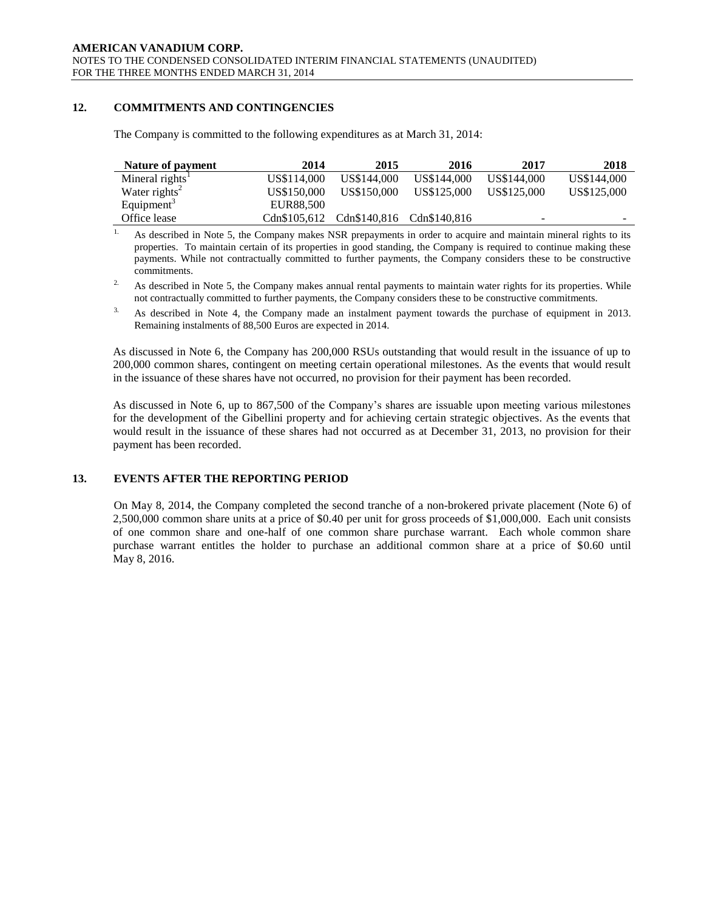## 12. COMMITMENTS AND CONTINGENCIES

The Company is committed to the following expenditures as at March 31, 2014:

| Nature of payment | 2014 | 2015 | 2016 | 2017 | 2018 |
|---|---|---|---|---|---|
| Mineral rights[1] | US$114,000 | US$144,000 | US$144,000 | US$144,000 | US$144,000 |
| Water rights[2] | US$150,000 | US$150,000 | US$125,000 | US$125,000 | US$125,000 |
| Equipment[3] | EUR88,500 | | | | |
| Office lease | Cdn$105,612 | Cdn$140,816 | Cdn$140,816 | - | - |

1. As described in Note 5, the Company makes NSR prepayments in order to acquire and maintain mineral rights to its properties. To maintain certain of its properties in good standing, the Company is required to continue making these payments. While not contractually committed to further payments, the Company considers these to be constructive commitments.
2. As described in Note 5, the Company makes annual rental payments to maintain water rights for its properties. While not contractually committed to further payments, the Company considers these to be constructive commitments.
3. As described in Note 4, the Company made an instalment payment towards the purchase of equipment in 2013. Remaining instalments of 88,500 Euros are expected in 2014.

As discussed in Note 6, the Company has 200,000 RSUs outstanding that would result in the issuance of up to 200,000 common shares, contingent on meeting certain operational milestones. As the events that would result in the issuance of these shares have not occurred, no provision for their payment has been recorded.

As discussed in Note 6, up to 867,500 of the Company's shares are issuable upon meeting various milestones for the development of the Gibellini property and for achieving certain strategic objectives. As the events that would result in the issuance of these shares had not occurred as at December 31, 2013, no provision for their payment has been recorded.

## 13. EVENTS AFTER THE REPORTING PERIOD

On May 8, 2014, the Company completed the second tranche of a non-brokered private placement (Note 6) of 2,500,000 common share units at a price of $0.40 per unit for gross proceeds of $1,000,000. Each unit consists of one common share and one-half of one common share purchase warrant. Each whole common share purchase warrant entitles the holder to purchase an additional common share at a price of $0.60 until May 8, 2016.